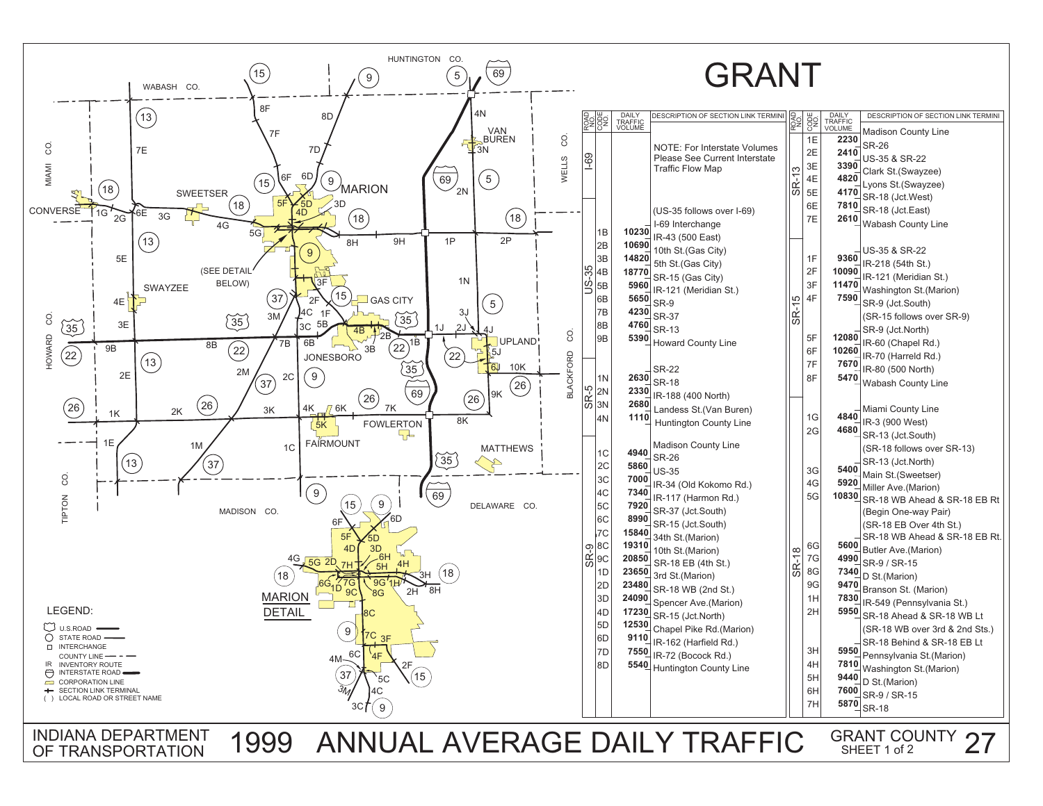# GRANT

| ROAD NO | CODE NO | DAILY TRAFFIC VOLUME | DESCRIPTION OF SECTION LINK TERMINI |
|---|---|---|---|
| I-69 | | | NOTE: For Interstate Volumes Please See Current Interstate Traffic Flow Map |
| US-35 | | | (US-35 follows over I-69) |
| | | | I-69 Interchange |
| | 1B | 10230 | IR-43 (500 East) |
| | 2B | 10690 | 10th St.(Gas City) |
| | 3B | 14820 | 5th St.(Gas City) |
| | 4B | 18770 | SR-15 (Gas City) |
| | 5B | 5960 | IR-121 (Meridian St.) |
| | 6B | 5650 | SR-9 |
| | 7B | 4230 | SR-37 |
| | 8B | 4760 | SR-13 |
| | 9B | 5390 | Howard County Line |
| SR-5 | | | SR-22 |
| | 1N | 2630 | SR-18 |
| | 2N | 2330 | IR-188 (400 North) |
| | 3N | 2680 | Landess St.(Van Buren) |
| | 4N | 1110 | Huntington County Line |
| SR-9 | | | Madison County Line |
| | 1C | 4940 | SR-26 |
| | 2C | 5860 | US-35 |
| | 3C | 7000 | IR-34 (Old Kokomo Rd.) |
| | 4C | 7340 | IR-117 (Harmon Rd.) |
| | 5C | 7920 | SR-37 (Jct.South) |
| | 6C | 8990 | SR-15 (Jct.South) |
| | 7C | 15840 | 34th St.(Marion) |
| | 8C | 19310 | 10th St.(Marion) |
| | 9C | 20850 | SR-18 EB (4th St.) |
| | 1D | 23650 | 3rd St.(Marion) |
| | 2D | 23480 | SR-18 WB (2nd St.) |
| | 3D | 24090 | Spencer Ave.(Marion) |
| | 4D | 17230 | SR-15 (Jct.North) |
| | 5D | 12530 | Chapel Pike Rd.(Marion) |
| | 6D | 9110 | IR-162 (Harfield Rd.) |
| | 7D | 7550 | IR-72 (Bocock Rd.) |
| | 8D | 5540 | Huntington County Line |

| ROAD NO | CODE NO | DAILY TRAFFIC VOLUME | DESCRIPTION OF SECTION LINK TERMINI |
|---|---|---|---|
| SR-13 | | | Madison County Line |
| | 1E | 2230 | SR-26 |
| | 2E | 2410 | US-35 & SR-22 |
| | 3E | 3390 | Clark St.(Swayzee) |
| | 4E | 4820 | Lyons St.(Swayzee) |
| | 5E | 4170 | SR-18 (Jct.West) |
| | 6E | 7810 | SR-18 (Jct.East) |
| | 7E | 2610 | Wabash County Line |
| SR-15 | | | US-35 & SR-22 |
| | 1F | 9360 | IR-218 (54th St.) |
| | 2F | 10090 | IR-121 (Meridian St.) |
| | 3F | 11470 | Washington St.(Marion) |
| | 4F | 7590 | SR-9 (Jct.South) |
| | | | (SR-15 follows over SR-9) |
| | | | SR-9 (Jct.North) |
| | 5F | 12080 | IR-60 (Chapel Rd.) |
| | 6F | 10260 | IR-70 (Harreld Rd.) |
| | 7F | 7670 | IR-80 (500 North) |
| | 8F | 5470 | Wabash County Line |
| SR-18 | | | Miami County Line |
| | 1G | 4840 | IR-3 (900 West) |
| | 2G | 4680 | SR-13 (Jct.South) |
| | | | (SR-18 follows over SR-13) |
| | | | SR-13 (Jct.North) |
| | 3G | 5400 | Main St.(Sweetser) |
| | 4G | 5920 | Miller Ave.(Marion) |
| | 5G | 10830 | SR-18 WB Ahead & SR-18 EB Rt |
| | | | (Begin One-way Pair) |
| | | | (SR-18 EB Over 4th St.) |
| | | | SR-18 WB Ahead & SR-18 EB Rt. |
| | 6G | 5600 | Butler Ave.(Marion) |
| | 7G | 4990 | SR-9 / SR-15 |
| | 8G | 7340 | D St.(Marion) |
| | 9G | 9470 | Branson St. (Marion) |
| | 1H | 7830 | IR-549 (Pennsylvania St.) |
| | 2H | 5950 | SR-18 Ahead & SR-18 WB Lt |
| | | | (SR-18 WB over 3rd & 2nd Sts.) |
| | | | SR-18 Behind & SR-18 EB Lt |
| | 3H | 5950 | Pennsylvania St.(Marion) |
| | 4H | 7810 | Washington St.(Marion) |
| | 5H | 9440 | D St.(Marion) |
| | 6H | 7600 | SR-9 / SR-15 |
| | 7H | 5870 | SR-18 |

LEGEND:
- U.S.ROAD
- STATE ROAD
- INTERCHANGE
- COUNTY LINE
- IR INVENTORY ROUTE
- INTERSTATE ROAD
- CORPORATION LINE
- SECTION LINK TERMINAL
- ( ) LOCAL ROAD OR STREET NAME

MARION DETAIL

INDIANA DEPARTMENT OF TRANSPORTATION

# 1999 ANNUAL AVERAGE DAILY TRAFFIC

GRANT COUNTY 27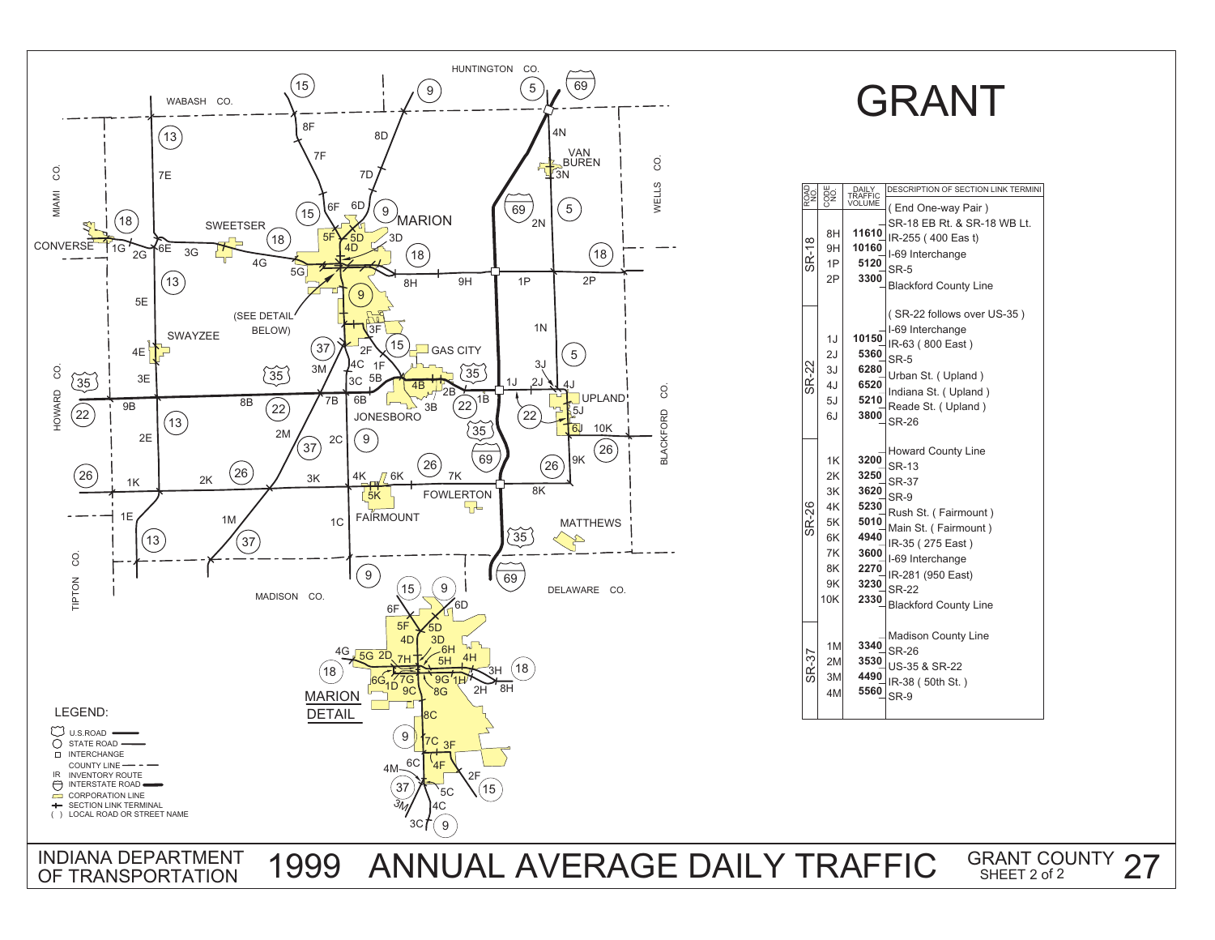# GRANT

| ROAD NO. | CODE NO. | DAILY TRAFFIC VOLUME | DESCRIPTION OF SECTION LINK TERMINI |
|---|---|---|---|
| SR-18 | | | ( End One-way Pair ) |
| | | | SR-18 EB Rt. & SR-18 WB Lt. |
| | 8H | 11610 | IR-255 ( 400 Eas t) |
| | 9H | 10160 | I-69 Interchange |
| | 1P | 5120 | SR-5 |
| | 2P | 3300 | Blackford County Line |
| SR-22 | | | ( SR-22 follows over US-35 ) |
| | | | I-69 Interchange |
| | 1J | 10150 | IR-63 ( 800 East ) |
| | 2J | 5360 | SR-5 |
| | 3J | 6280 | Urban St. ( Upland ) |
| | 4J | 6520 | Indiana St. ( Upland ) |
| | 5J | 5210 | Reade St. ( Upland ) |
| | 6J | 3800 | SR-26 |
| SR-26 | | | Howard County Line |
| | 1K | 3200 | SR-13 |
| | 2K | 3250 | SR-37 |
| | 3K | 3620 | SR-9 |
| | 4K | 5230 | Rush St. ( Fairmount ) |
| | 5K | 5010 | Main St. ( Fairmount ) |
| | 6K | 4940 | IR-35 ( 275 East ) |
| | 7K | 3600 | I-69 Interchange |
| | 8K | 2270 | IR-281 (950 East) |
| | 9K | 3230 | SR-22 |
| | 10K | 2330 | Blackford County Line |
| SR-37 | | | Madison County Line |
| | 1M | 3340 | SR-26 |
| | 2M | 3530 | US-35 & SR-22 |
| | 3M | 4490 | IR-38 ( 50th St. ) |
| | 4M | 5560 | SR-9 |

HUNTINGTON CO.
WABASH CO.
MIAMI CO.
WELLS CO.
HOWARD CO.
BLACKFORD CO.
TIPTON CO.
MADISON CO.
DELAWARE CO.

CONVERSE
SWEETSER
MARION
VAN BUREN
SWAYZEE
GAS CITY
UPLAND
JONESBORO
FOWLERTON
FAIRMOUNT
MATTHEWS

(SEE DETAIL BELOW)

MARION DETAIL

LEGEND:
U.S.ROAD
STATE ROAD
INTERCHANGE
COUNTY LINE
IR INVENTORY ROUTE
INTERSTATE ROAD
CORPORATION LINE
SECTION LINK TERMINAL
( ) LOCAL ROAD OR STREET NAME

INDIANA DEPARTMENT OF TRANSPORTATION

1999 ANNUAL AVERAGE DAILY TRAFFIC

GRANT COUNTY SHEET 2 of 2 27